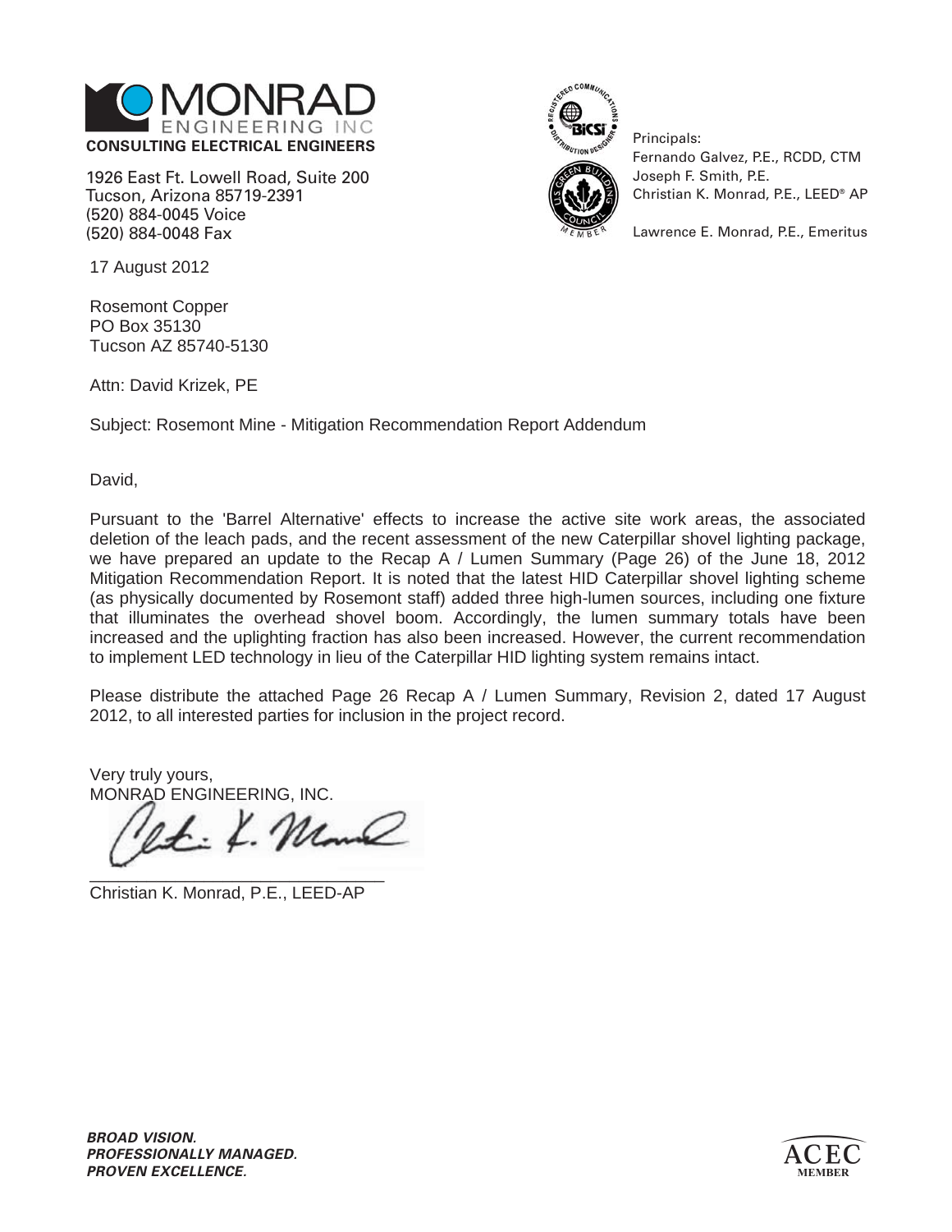**MONRAD ENGINEERING INC**
**CONSULTING ELECTRICAL ENGINEERS**

1926 East Ft. Lowell Road, Suite 200
Tucson, Arizona 85719-2391
(520) 884-0045 Voice
(520) 884-0048 Fax

Principals:
Fernando Galvez, P.E., RCDD, CTM
Joseph F. Smith, P.E.
Christian K. Monrad, P.E., LEED® AP

Lawrence E. Monrad, P.E., Emeritus

17 August 2012

Rosemont Copper
PO Box 35130
Tucson AZ 85740-5130

Attn: David Krizek, PE

Subject: Rosemont Mine - Mitigation Recommendation Report Addendum

David,

Pursuant to the 'Barrel Alternative' effects to increase the active site work areas, the associated deletion of the leach pads, and the recent assessment of the new Caterpillar shovel lighting package, we have prepared an update to the Recap A / Lumen Summary (Page 26) of the June 18, 2012 Mitigation Recommendation Report. It is noted that the latest HID Caterpillar shovel lighting scheme (as physically documented by Rosemont staff) added three high-lumen sources, including one fixture that illuminates the overhead shovel boom. Accordingly, the lumen summary totals have been increased and the uplighting fraction has also been increased. However, the current recommendation to implement LED technology in lieu of the Caterpillar HID lighting system remains intact.

Please distribute the attached Page 26 Recap A / Lumen Summary, Revision 2, dated 17 August 2012, to all interested parties for inclusion in the project record.

Very truly yours,
MONRAD ENGINEERING, INC.

Christian K. Monrad, P.E., LEED-AP

***BROAD VISION.***
***PROFESSIONALLY MANAGED.***
***PROVEN EXCELLENCE.***

ACEC MEMBER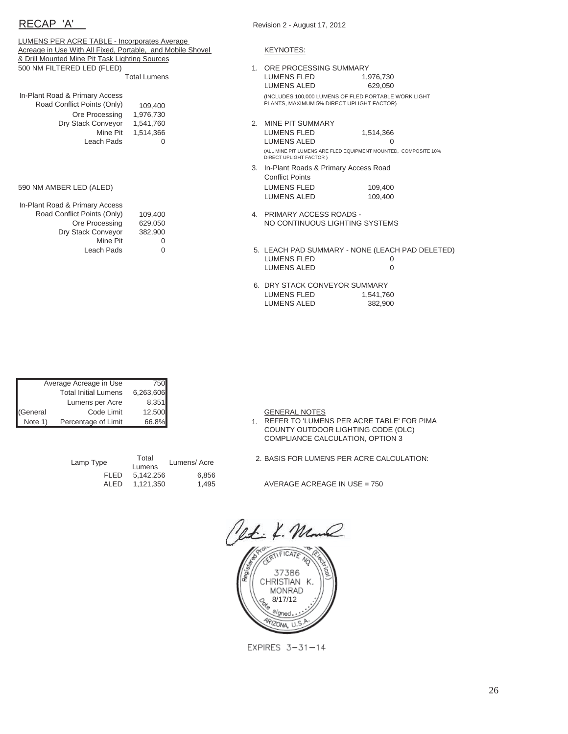# RECAP 'A'

Revision 2 - August 17, 2012

LUMENS PER ACRE TABLE - Incorporates Average Acreage in Use With All Fixed, Portable, and Mobile Shovel & Drill Mounted Mine Pit Task Lighting Sources

500 NM FILTERED LED (FLED)

| | Total Lumens |
|---|---|
| In-Plant Road & Primary Access Road Conflict Points (Only) | 109,400 |
| Ore Processing | 1,976,730 |
| Dry Stack Conveyor | 1,541,760 |
| Mine Pit | 1,514,366 |
| Leach Pads | 0 |

590 NM AMBER LED (ALED)

| | |
|---|---|
| In-Plant Road & Primary Access Road Conflict Points (Only) | 109,400 |
| Ore Processing | 629,050 |
| Dry Stack Conveyor | 382,900 |
| Mine Pit | 0 |
| Leach Pads | 0 |

| | | |
|---|---|---|
| | Average Acreage in Use | 750 |
| | Total Initial Lumens | 6,263,606 |
| | Lumens per Acre | 8,351 |
| (General | Code Limit | 12,500 |
| Note 1) | Percentage of Limit | 66.8% |

| Lamp Type | Total Lumens | Lumens/ Acre |
|---|---|---|
| FLED | 5,142,256 | 6,856 |
| ALED | 1,121,350 | 1,495 |

KEYNOTES:

1. ORE PROCESSING SUMMARY
   LUMENS FLED 1,976,730
   LUMENS ALED 629,050
   (INCLUDES 100,000 LUMENS OF FLED PORTABLE WORK LIGHT PLANTS, MAXIMUM 5% DIRECT UPLIGHT FACTOR)
2. MINE PIT SUMMARY
   LUMENS FLED 1,514,366
   LUMENS ALED 0
   (ALL MINE PIT LUMENS ARE FLED EQUIPMENT MOUNTED, COMPOSITE 10% DIRECT UPLIGHT FACTOR )
3. In-Plant Roads & Primary Access Road Conflict Points
   LUMENS FLED 109,400
   LUMENS ALED 109,400
4. PRIMARY ACCESS ROADS - NO CONTINUOUS LIGHTING SYSTEMS
5. LEACH PAD SUMMARY - NONE (LEACH PAD DELETED)
   LUMENS FLED 0
   LUMENS ALED 0
6. DRY STACK CONVEYOR SUMMARY
   LUMENS FLED 1,541,760
   LUMENS ALED 382,900

GENERAL NOTES

1. REFER TO 'LUMENS PER ACRE TABLE' FOR PIMA COUNTY OUTDOOR LIGHTING CODE (OLC) COMPLIANCE CALCULATION, OPTION 3
2. BASIS FOR LUMENS PER ACRE CALCULATION:

   AVERAGE ACREAGE IN USE = 750

Registered Professional Engineer (Electrical)
CERTIFICATE NO. 37386
CHRISTIAN K. MONRAD
Date signed 8/17/12
ARIZONA, U.S.A.

EXPIRES 3-31-14